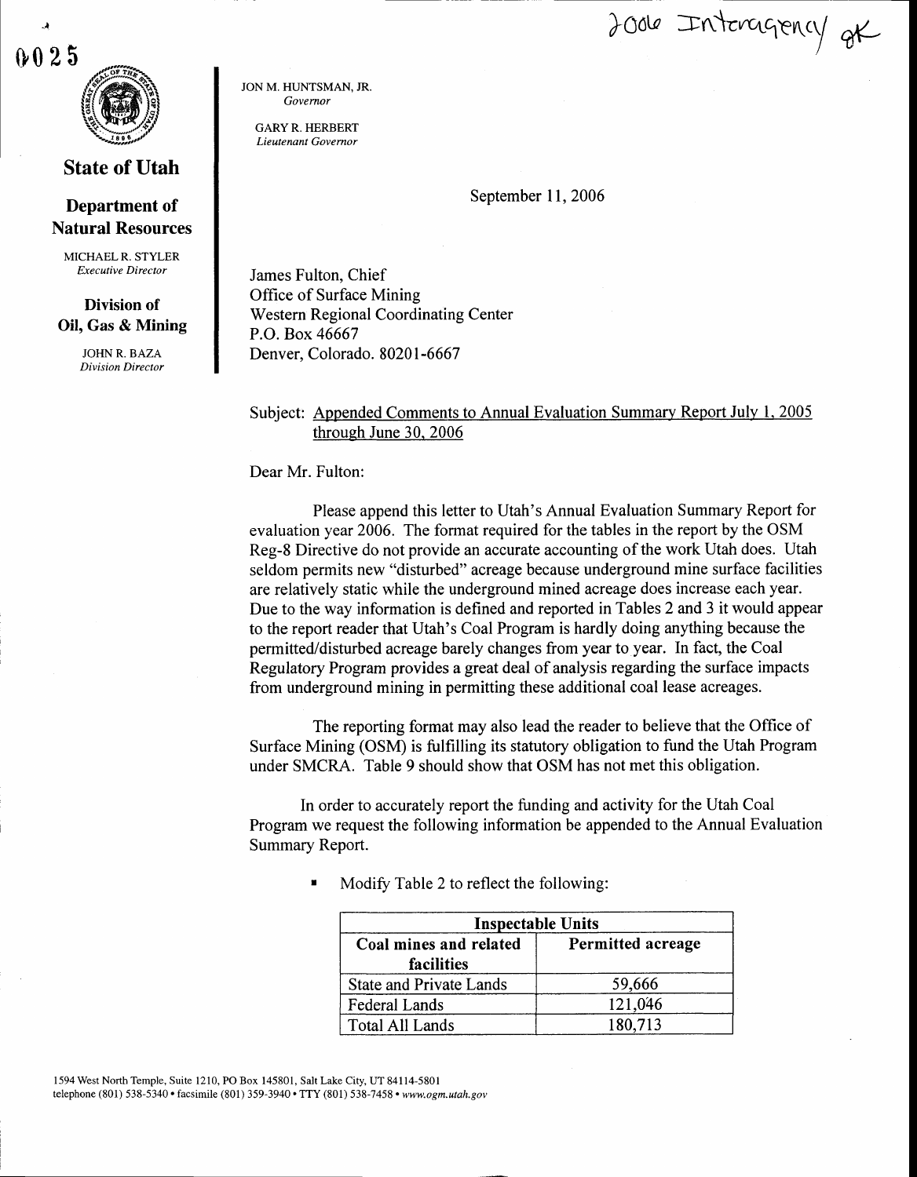2006 Interagency gk

0025

**State of Utah**

**Department of Natural Resources**

MICHAEL R. STYLER
*Executive Director*

**Division of Oil, Gas & Mining**

JOHN R. BAZA
*Division Director*

JON M. HUNTSMAN, JR.
*Governor*

GARY R. HERBERT
*Lieutenant Governor*

September 11, 2006

James Fulton, Chief
Office of Surface Mining
Western Regional Coordinating Center
P.O. Box 46667
Denver, Colorado. 80201-6667

Subject: Appended Comments to Annual Evaluation Summary Report July 1, 2005 through June 30, 2006

Dear Mr. Fulton:

Please append this letter to Utah's Annual Evaluation Summary Report for evaluation year 2006. The format required for the tables in the report by the OSM Reg-8 Directive do not provide an accurate accounting of the work Utah does. Utah seldom permits new "disturbed" acreage because underground mine surface facilities are relatively static while the underground mined acreage does increase each year. Due to the way information is defined and reported in Tables 2 and 3 it would appear to the report reader that Utah's Coal Program is hardly doing anything because the permitted/disturbed acreage barely changes from year to year. In fact, the Coal Regulatory Program provides a great deal of analysis regarding the surface impacts from underground mining in permitting these additional coal lease acreages.

The reporting format may also lead the reader to believe that the Office of Surface Mining (OSM) is fulfilling its statutory obligation to fund the Utah Program under SMCRA. Table 9 should show that OSM has not met this obligation.

In order to accurately report the funding and activity for the Utah Coal Program we request the following information be appended to the Annual Evaluation Summary Report.

- Modify Table 2 to reflect the following:

| Inspectable Units | |
|---|---|
| **Coal mines and related facilities** | **Permitted acreage** |
| State and Private Lands | 59,666 |
| Federal Lands | 121,046 |
| Total All Lands | 180,713 |

1594 West North Temple, Suite 1210, PO Box 145801, Salt Lake City, UT 84114-5801
telephone (801) 538-5340 • facsimile (801) 359-3940 • TTY (801) 538-7458 • *www.ogm.utah.gov*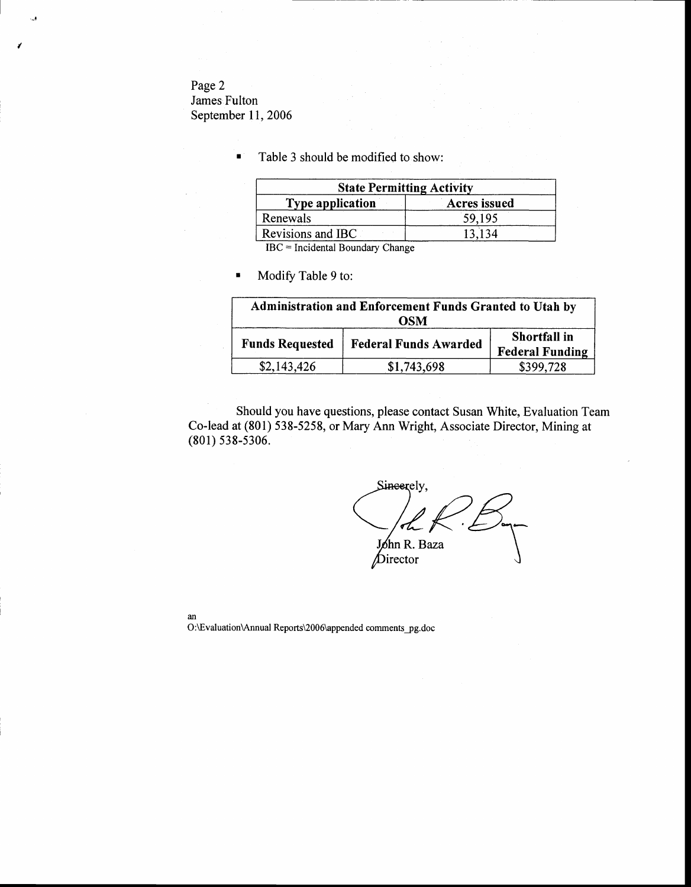Page 2
James Fulton
September 11, 2006

- Table 3 should be modified to show:

| State Permitting Activity | |
|---|---|
| **Type application** | **Acres issued** |
| Renewals | 59,195 |
| Revisions and IBC | 13,134 |

IBC = Incidental Boundary Change

- Modify Table 9 to:

| Administration and Enforcement Funds Granted to Utah by OSM | | |
|---|---|---|
| **Funds Requested** | **Federal Funds Awarded** | **Shortfall in Federal Funding** |
| $2,143,426 | $1,743,698 | $399,728 |

Should you have questions, please contact Susan White, Evaluation Team Co-lead at (801) 538-5258, or Mary Ann Wright, Associate Director, Mining at (801) 538-5306.

Sincerely,

John R. Baza
Director

an
O:\Evaluation\Annual Reports\2006\appended comments_pg.doc